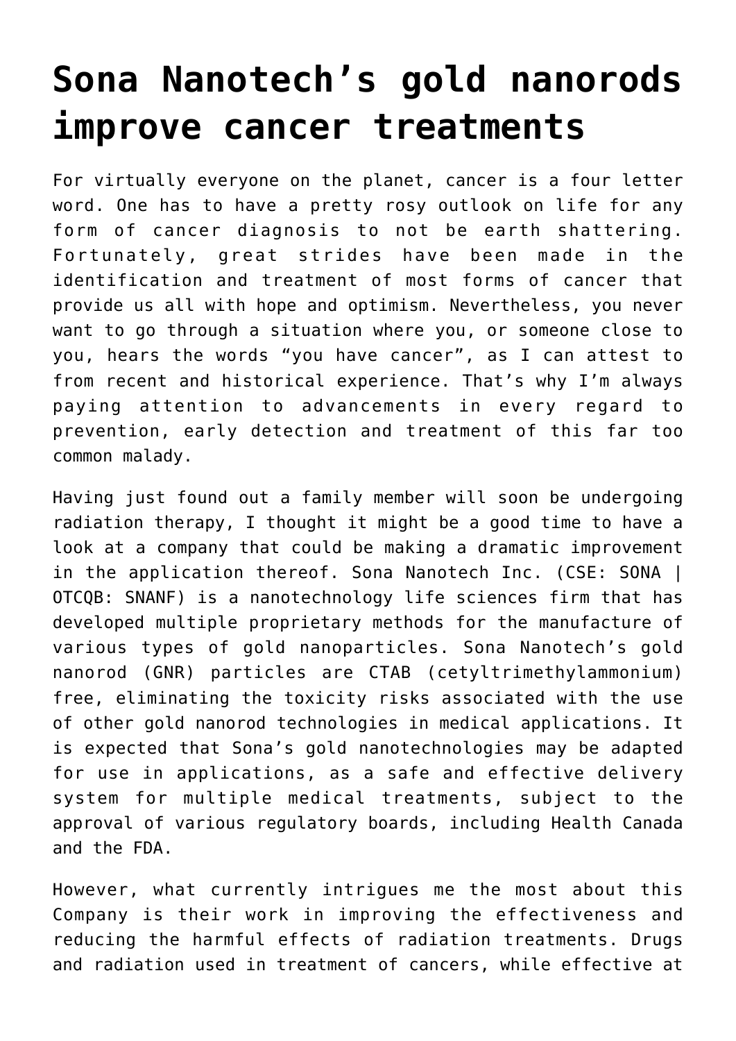# Sona Nanotech's gold nanorods improve cancer treatments

For virtually everyone on the planet, cancer is a four letter word. One has to have a pretty rosy outlook on life for any form of cancer diagnosis to not be earth shattering. Fortunately, great strides have been made in the identification and treatment of most forms of cancer that provide us all with hope and optimism. Nevertheless, you never want to go through a situation where you, or someone close to you, hears the words "you have cancer", as I can attest to from recent and historical experience. That's why I'm always paying attention to advancements in every regard to prevention, early detection and treatment of this far too common malady.

Having just found out a family member will soon be undergoing radiation therapy, I thought it might be a good time to have a look at a company that could be making a dramatic improvement in the application thereof. Sona Nanotech Inc. (CSE: SONA | OTCQB: SNANF) is a nanotechnology life sciences firm that has developed multiple proprietary methods for the manufacture of various types of gold nanoparticles. Sona Nanotech's gold nanorod (GNR) particles are CTAB (cetyltrimethylammonium) free, eliminating the toxicity risks associated with the use of other gold nanorod technologies in medical applications. It is expected that Sona's gold nanotechnologies may be adapted for use in applications, as a safe and effective delivery system for multiple medical treatments, subject to the approval of various regulatory boards, including Health Canada and the FDA.

However, what currently intrigues me the most about this Company is their work in improving the effectiveness and reducing the harmful effects of radiation treatments. Drugs and radiation used in treatment of cancers, while effective at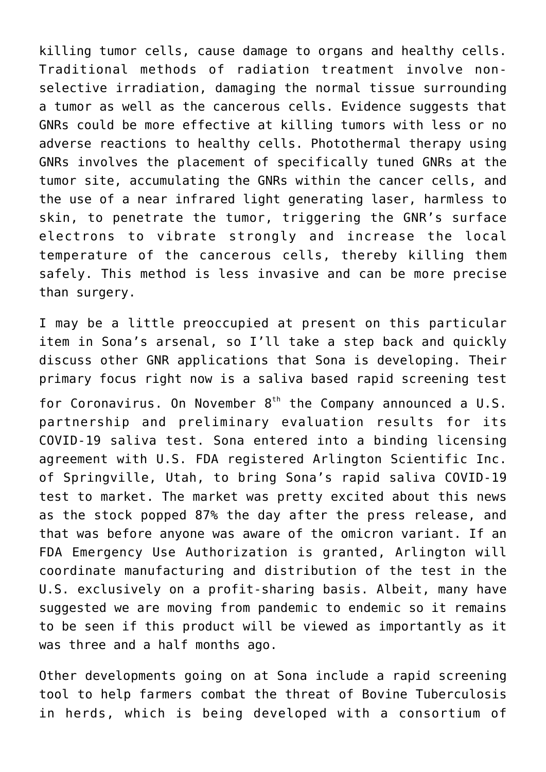killing tumor cells, cause damage to organs and healthy cells. Traditional methods of radiation treatment involve non-selective irradiation, damaging the normal tissue surrounding a tumor as well as the cancerous cells. Evidence suggests that GNRs could be more effective at killing tumors with less or no adverse reactions to healthy cells. Photothermal therapy using GNRs involves the placement of specifically tuned GNRs at the tumor site, accumulating the GNRs within the cancer cells, and the use of a near infrared light generating laser, harmless to skin, to penetrate the tumor, triggering the GNR's surface electrons to vibrate strongly and increase the local temperature of the cancerous cells, thereby killing them safely. This method is less invasive and can be more precise than surgery.

I may be a little preoccupied at present on this particular item in Sona's arsenal, so I'll take a step back and quickly discuss other GNR applications that Sona is developing. Their primary focus right now is a saliva based rapid screening test for Coronavirus. On November 8th the Company announced a U.S. partnership and preliminary evaluation results for its COVID-19 saliva test. Sona entered into a binding licensing agreement with U.S. FDA registered Arlington Scientific Inc. of Springville, Utah, to bring Sona's rapid saliva COVID-19 test to market. The market was pretty excited about this news as the stock popped 87% the day after the press release, and that was before anyone was aware of the omicron variant. If an FDA Emergency Use Authorization is granted, Arlington will coordinate manufacturing and distribution of the test in the U.S. exclusively on a profit-sharing basis. Albeit, many have suggested we are moving from pandemic to endemic so it remains to be seen if this product will be viewed as importantly as it was three and a half months ago.

Other developments going on at Sona include a rapid screening tool to help farmers combat the threat of Bovine Tuberculosis in herds, which is being developed with a consortium of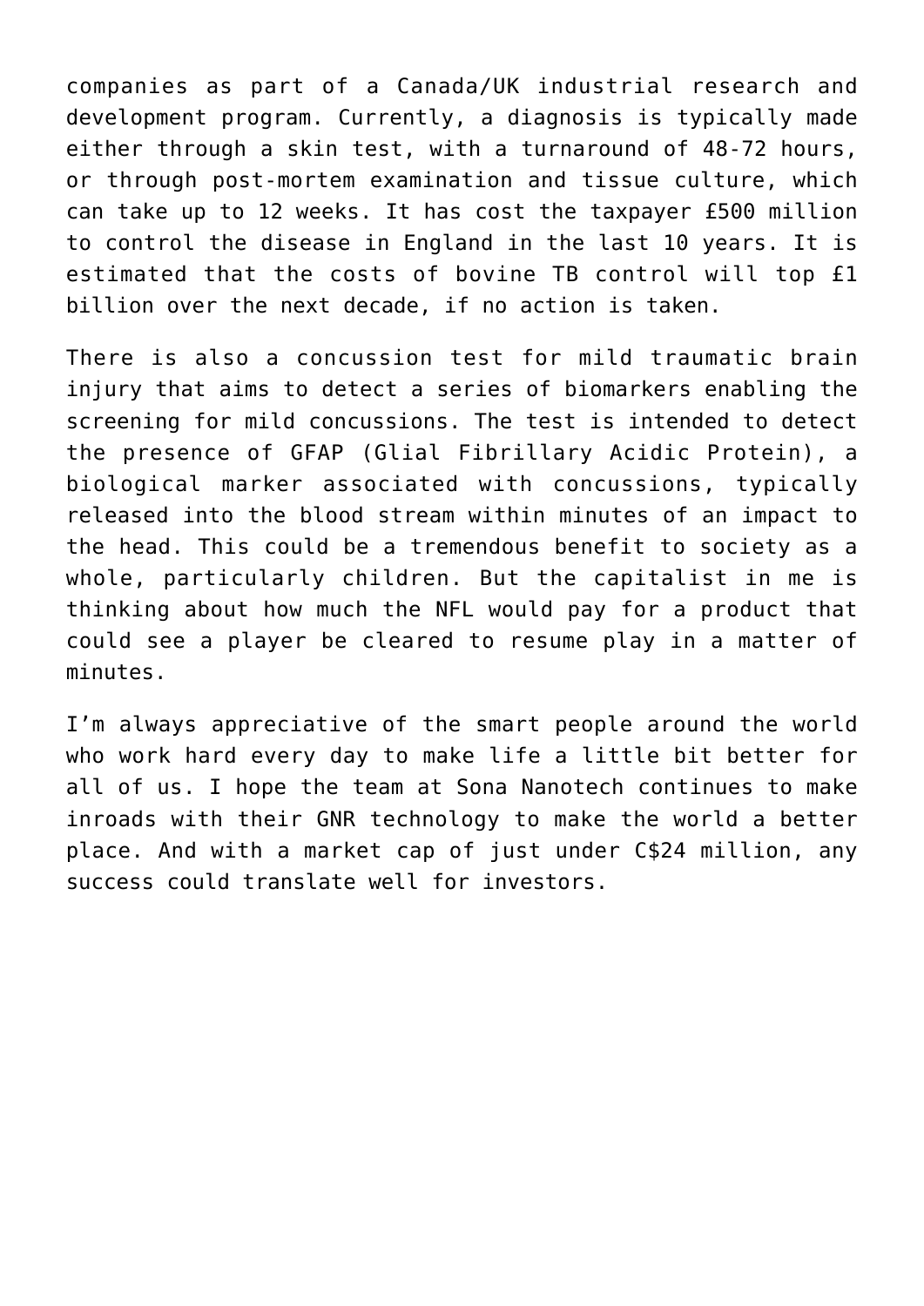companies as part of a Canada/UK industrial research and development program. Currently, a diagnosis is typically made either through a skin test, with a turnaround of 48-72 hours, or through post-mortem examination and tissue culture, which can take up to 12 weeks. It has cost the taxpayer £500 million to control the disease in England in the last 10 years. It is estimated that the costs of bovine TB control will top £1 billion over the next decade, if no action is taken.

There is also a concussion test for mild traumatic brain injury that aims to detect a series of biomarkers enabling the screening for mild concussions. The test is intended to detect the presence of GFAP (Glial Fibrillary Acidic Protein), a biological marker associated with concussions, typically released into the blood stream within minutes of an impact to the head. This could be a tremendous benefit to society as a whole, particularly children. But the capitalist in me is thinking about how much the NFL would pay for a product that could see a player be cleared to resume play in a matter of minutes.

I'm always appreciative of the smart people around the world who work hard every day to make life a little bit better for all of us. I hope the team at Sona Nanotech continues to make inroads with their GNR technology to make the world a better place. And with a market cap of just under C$24 million, any success could translate well for investors.